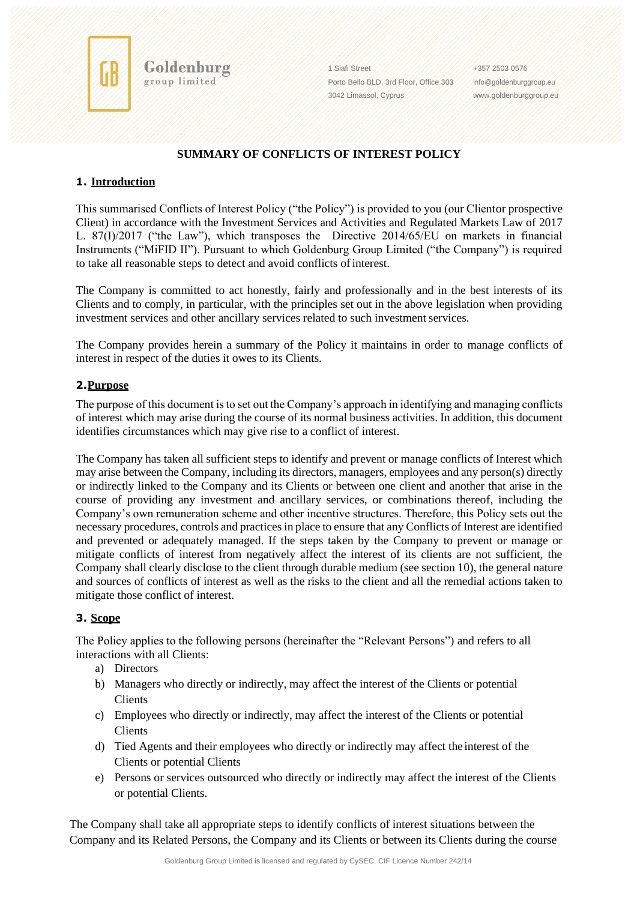## SUMMARY OF CONFLICTS OF INTEREST POLICY

### 1. Introduction

This summarised Conflicts of Interest Policy ("the Policy") is provided to you (our Clientor prospective Client) in accordance with the Investment Services and Activities and Regulated Markets Law of 2017 L. 87(I)/2017 ("the Law"), which transposes the Directive 2014/65/EU on markets in financial Instruments ("MiFID II"). Pursuant to which Goldenburg Group Limited ("the Company") is required to take all reasonable steps to detect and avoid conflicts of interest.

The Company is committed to act honestly, fairly and professionally and in the best interests of its Clients and to comply, in particular, with the principles set out in the above legislation when providing investment services and other ancillary services related to such investment services.

The Company provides herein a summary of the Policy it maintains in order to manage conflicts of interest in respect of the duties it owes to its Clients.

### 2. Purpose

The purpose of this document is to set out the Company's approach in identifying and managing conflicts of interest which may arise during the course of its normal business activities. In addition, this document identifies circumstances which may give rise to a conflict of interest.

The Company has taken all sufficient steps to identify and prevent or manage conflicts of Interest which may arise between the Company, including its directors, managers, employees and any person(s) directly or indirectly linked to the Company and its Clients or between one client and another that arise in the course of providing any investment and ancillary services, or combinations thereof, including the Company's own remuneration scheme and other incentive structures. Therefore, this Policy sets out the necessary procedures, controls and practices in place to ensure that any Conflicts of Interest are identified and prevented or adequately managed. If the steps taken by the Company to prevent or manage or mitigate conflicts of interest from negatively affect the interest of its clients are not sufficient, the Company shall clearly disclose to the client through durable medium (see section 10), the general nature and sources of conflicts of interest as well as the risks to the client and all the remedial actions taken to mitigate those conflict of interest.

### 3. Scope

The Policy applies to the following persons (hereinafter the "Relevant Persons") and refers to all interactions with all Clients:

a) Directors
b) Managers who directly or indirectly, may affect the interest of the Clients or potential Clients
c) Employees who directly or indirectly, may affect the interest of the Clients or potential Clients
d) Tied Agents and their employees who directly or indirectly may affect the interest of the Clients or potential Clients
e) Persons or services outsourced who directly or indirectly may affect the interest of the Clients or potential Clients.

The Company shall take all appropriate steps to identify conflicts of interest situations between the Company and its Related Persons, the Company and its Clients or between its Clients during the course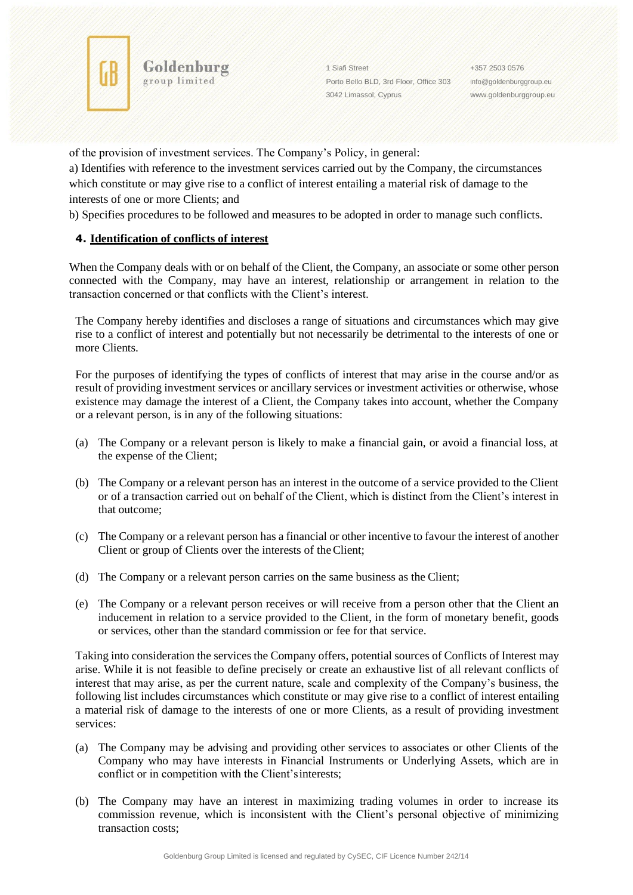of the provision of investment services. The Company's Policy, in general:

a) Identifies with reference to the investment services carried out by the Company, the circumstances which constitute or may give rise to a conflict of interest entailing a material risk of damage to the interests of one or more Clients; and

b) Specifies procedures to be followed and measures to be adopted in order to manage such conflicts.

## 4. Identification of conflicts of interest

When the Company deals with or on behalf of the Client, the Company, an associate or some other person connected with the Company, may have an interest, relationship or arrangement in relation to the transaction concerned or that conflicts with the Client's interest.

The Company hereby identifies and discloses a range of situations and circumstances which may give rise to a conflict of interest and potentially but not necessarily be detrimental to the interests of one or more Clients.

For the purposes of identifying the types of conflicts of interest that may arise in the course and/or as result of providing investment services or ancillary services or investment activities or otherwise, whose existence may damage the interest of a Client, the Company takes into account, whether the Company or a relevant person, is in any of the following situations:

(a) The Company or a relevant person is likely to make a financial gain, or avoid a financial loss, at the expense of the Client;

(b) The Company or a relevant person has an interest in the outcome of a service provided to the Client or of a transaction carried out on behalf of the Client, which is distinct from the Client's interest in that outcome;

(c) The Company or a relevant person has a financial or other incentive to favour the interest of another Client or group of Clients over the interests of the Client;

(d) The Company or a relevant person carries on the same business as the Client;

(e) The Company or a relevant person receives or will receive from a person other that the Client an inducement in relation to a service provided to the Client, in the form of monetary benefit, goods or services, other than the standard commission or fee for that service.

Taking into consideration the services the Company offers, potential sources of Conflicts of Interest may arise. While it is not feasible to define precisely or create an exhaustive list of all relevant conflicts of interest that may arise, as per the current nature, scale and complexity of the Company's business, the following list includes circumstances which constitute or may give rise to a conflict of interest entailing a material risk of damage to the interests of one or more Clients, as a result of providing investment services:

(a) The Company may be advising and providing other services to associates or other Clients of the Company who may have interests in Financial Instruments or Underlying Assets, which are in conflict or in competition with the Client's interests;

(b) The Company may have an interest in maximizing trading volumes in order to increase its commission revenue, which is inconsistent with the Client's personal objective of minimizing transaction costs;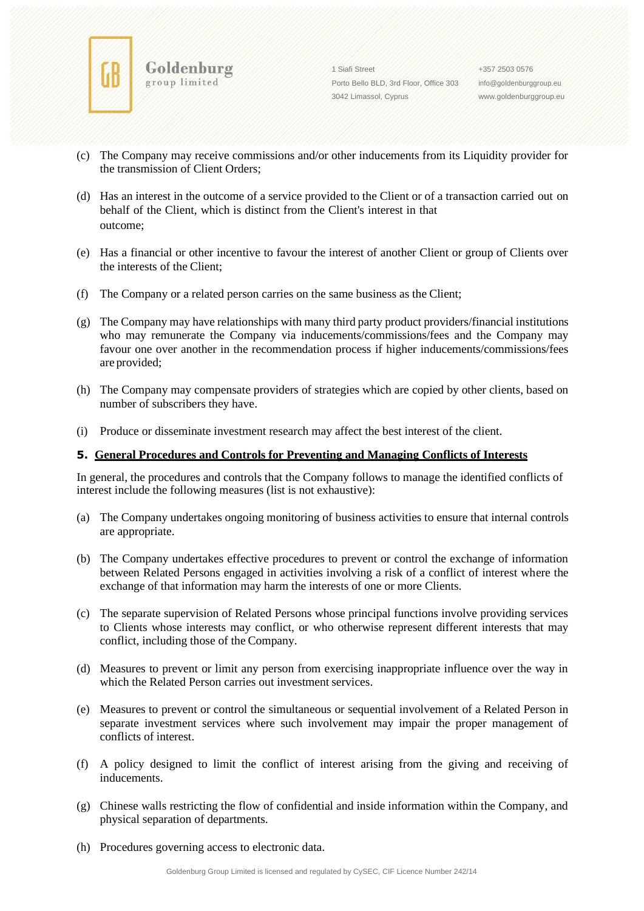(c) The Company may receive commissions and/or other inducements from its Liquidity provider for the transmission of Client Orders;

(d) Has an interest in the outcome of a service provided to the Client or of a transaction carried out on behalf of the Client, which is distinct from the Client's interest in that outcome;

(e) Has a financial or other incentive to favour the interest of another Client or group of Clients over the interests of the Client;

(f) The Company or a related person carries on the same business as the Client;

(g) The Company may have relationships with many third party product providers/financial institutions who may remunerate the Company via inducements/commissions/fees and the Company may favour one over another in the recommendation process if higher inducements/commissions/fees are provided;

(h) The Company may compensate providers of strategies which are copied by other clients, based on number of subscribers they have.

(i) Produce or disseminate investment research may affect the best interest of the client.

## 5. General Procedures and Controls for Preventing and Managing Conflicts of Interests

In general, the procedures and controls that the Company follows to manage the identified conflicts of interest include the following measures (list is not exhaustive):

(a) The Company undertakes ongoing monitoring of business activities to ensure that internal controls are appropriate.

(b) The Company undertakes effective procedures to prevent or control the exchange of information between Related Persons engaged in activities involving a risk of a conflict of interest where the exchange of that information may harm the interests of one or more Clients.

(c) The separate supervision of Related Persons whose principal functions involve providing services to Clients whose interests may conflict, or who otherwise represent different interests that may conflict, including those of the Company.

(d) Measures to prevent or limit any person from exercising inappropriate influence over the way in which the Related Person carries out investment services.

(e) Measures to prevent or control the simultaneous or sequential involvement of a Related Person in separate investment services where such involvement may impair the proper management of conflicts of interest.

(f) A policy designed to limit the conflict of interest arising from the giving and receiving of inducements.

(g) Chinese walls restricting the flow of confidential and inside information within the Company, and physical separation of departments.

(h) Procedures governing access to electronic data.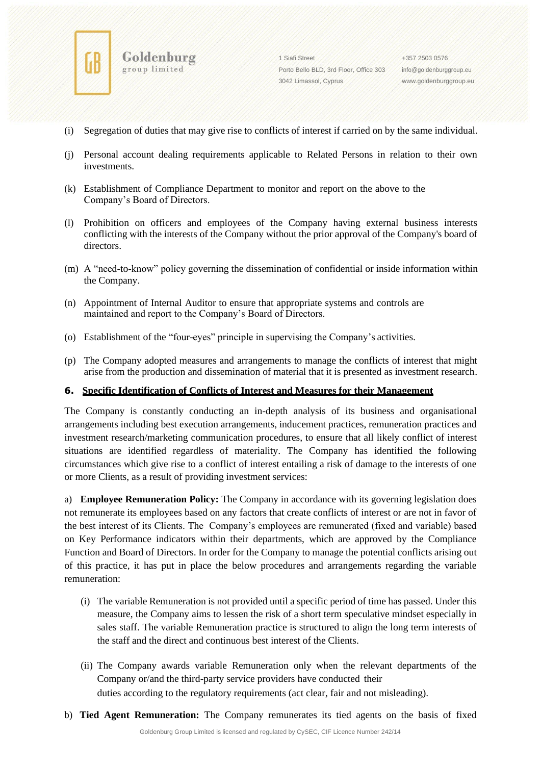(i) Segregation of duties that may give rise to conflicts of interest if carried on by the same individual.

(j) Personal account dealing requirements applicable to Related Persons in relation to their own investments.

(k) Establishment of Compliance Department to monitor and report on the above to the Company's Board of Directors.

(l) Prohibition on officers and employees of the Company having external business interests conflicting with the interests of the Company without the prior approval of the Company's board of directors.

(m) A "need-to-know" policy governing the dissemination of confidential or inside information within the Company.

(n) Appointment of Internal Auditor to ensure that appropriate systems and controls are maintained and report to the Company's Board of Directors.

(o) Establishment of the "four-eyes" principle in supervising the Company's activities.

(p) The Company adopted measures and arrangements to manage the conflicts of interest that might arise from the production and dissemination of material that it is presented as investment research.

## 6. Specific Identification of Conflicts of Interest and Measures for their Management

The Company is constantly conducting an in-depth analysis of its business and organisational arrangements including best execution arrangements, inducement practices, remuneration practices and investment research/marketing communication procedures, to ensure that all likely conflict of interest situations are identified regardless of materiality. The Company has identified the following circumstances which give rise to a conflict of interest entailing a risk of damage to the interests of one or more Clients, as a result of providing investment services:

a) **Employee Remuneration Policy:** The Company in accordance with its governing legislation does not remunerate its employees based on any factors that create conflicts of interest or are not in favor of the best interest of its Clients. The Company's employees are remunerated (fixed and variable) based on Key Performance indicators within their departments, which are approved by the Compliance Function and Board of Directors. In order for the Company to manage the potential conflicts arising out of this practice, it has put in place the below procedures and arrangements regarding the variable remuneration:

(i) The variable Remuneration is not provided until a specific period of time has passed. Under this measure, the Company aims to lessen the risk of a short term speculative mindset especially in sales staff. The variable Remuneration practice is structured to align the long term interests of the staff and the direct and continuous best interest of the Clients.

(ii) The Company awards variable Remuneration only when the relevant departments of the Company or/and the third-party service providers have conducted their duties according to the regulatory requirements (act clear, fair and not misleading).

b) **Tied Agent Remuneration:** The Company remunerates its tied agents on the basis of fixed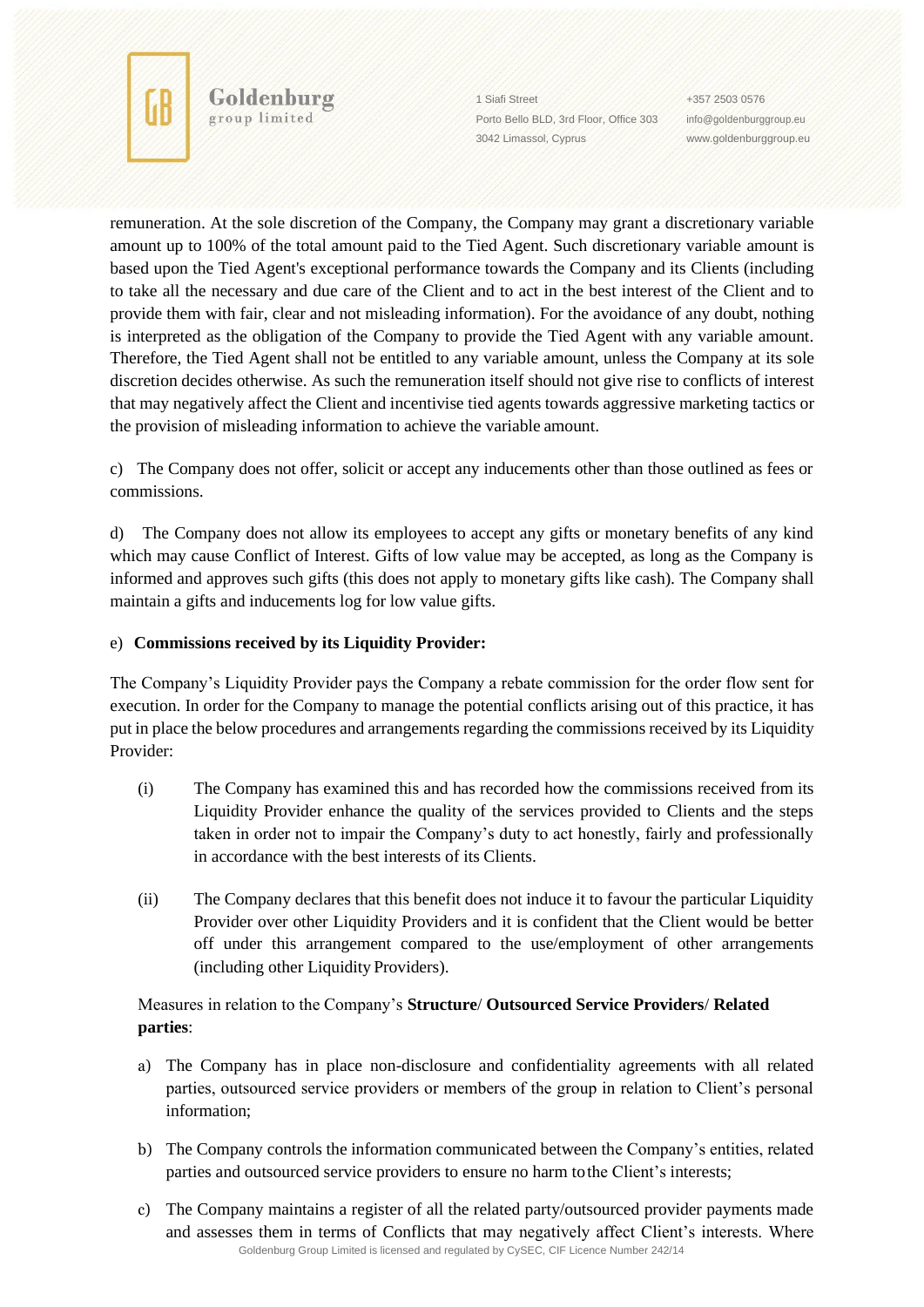remuneration. At the sole discretion of the Company, the Company may grant a discretionary variable amount up to 100% of the total amount paid to the Tied Agent. Such discretionary variable amount is based upon the Tied Agent's exceptional performance towards the Company and its Clients (including to take all the necessary and due care of the Client and to act in the best interest of the Client and to provide them with fair, clear and not misleading information). For the avoidance of any doubt, nothing is interpreted as the obligation of the Company to provide the Tied Agent with any variable amount. Therefore, the Tied Agent shall not be entitled to any variable amount, unless the Company at its sole discretion decides otherwise. As such the remuneration itself should not give rise to conflicts of interest that may negatively affect the Client and incentivise tied agents towards aggressive marketing tactics or the provision of misleading information to achieve the variable amount.

c) The Company does not offer, solicit or accept any inducements other than those outlined as fees or commissions.

d) The Company does not allow its employees to accept any gifts or monetary benefits of any kind which may cause Conflict of Interest. Gifts of low value may be accepted, as long as the Company is informed and approves such gifts (this does not apply to monetary gifts like cash). The Company shall maintain a gifts and inducements log for low value gifts.

e) **Commissions received by its Liquidity Provider:**

The Company's Liquidity Provider pays the Company a rebate commission for the order flow sent for execution. In order for the Company to manage the potential conflicts arising out of this practice, it has put in place the below procedures and arrangements regarding the commissions received by its Liquidity Provider:

(i) The Company has examined this and has recorded how the commissions received from its Liquidity Provider enhance the quality of the services provided to Clients and the steps taken in order not to impair the Company's duty to act honestly, fairly and professionally in accordance with the best interests of its Clients.

(ii) The Company declares that this benefit does not induce it to favour the particular Liquidity Provider over other Liquidity Providers and it is confident that the Client would be better off under this arrangement compared to the use/employment of other arrangements (including other Liquidity Providers).

Measures in relation to the Company's **Structure**/ **Outsourced Service Providers**/ **Related parties**:

a) The Company has in place non-disclosure and confidentiality agreements with all related parties, outsourced service providers or members of the group in relation to Client's personal information;

b) The Company controls the information communicated between the Company's entities, related parties and outsourced service providers to ensure no harm to the Client's interests;

c) The Company maintains a register of all the related party/outsourced provider payments made and assesses them in terms of Conflicts that may negatively affect Client's interests. Where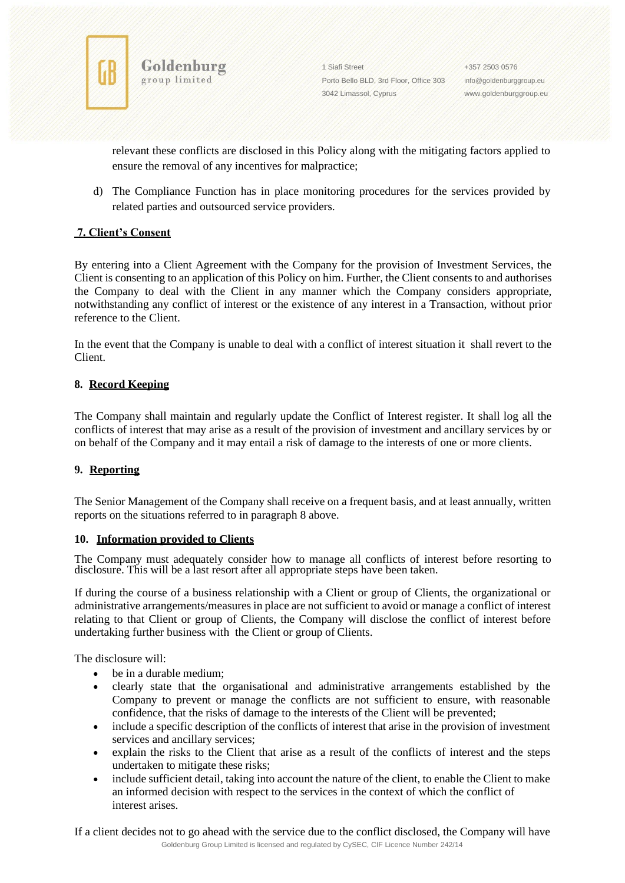relevant these conflicts are disclosed in this Policy along with the mitigating factors applied to ensure the removal of any incentives for malpractice;

d) The Compliance Function has in place monitoring procedures for the services provided by related parties and outsourced service providers.

## 7. Client's Consent

By entering into a Client Agreement with the Company for the provision of Investment Services, the Client is consenting to an application of this Policy on him. Further, the Client consents to and authorises the Company to deal with the Client in any manner which the Company considers appropriate, notwithstanding any conflict of interest or the existence of any interest in a Transaction, without prior reference to the Client.

In the event that the Company is unable to deal with a conflict of interest situation it shall revert to the Client.

## 8. Record Keeping

The Company shall maintain and regularly update the Conflict of Interest register. It shall log all the conflicts of interest that may arise as a result of the provision of investment and ancillary services by or on behalf of the Company and it may entail a risk of damage to the interests of one or more clients.

## 9. Reporting

The Senior Management of the Company shall receive on a frequent basis, and at least annually, written reports on the situations referred to in paragraph 8 above.

## 10. Information provided to Clients

The Company must adequately consider how to manage all conflicts of interest before resorting to disclosure. This will be a last resort after all appropriate steps have been taken.

If during the course of a business relationship with a Client or group of Clients, the organizational or administrative arrangements/measures in place are not sufficient to avoid or manage a conflict of interest relating to that Client or group of Clients, the Company will disclose the conflict of interest before undertaking further business with the Client or group of Clients.

The disclosure will:

- be in a durable medium;
- clearly state that the organisational and administrative arrangements established by the Company to prevent or manage the conflicts are not sufficient to ensure, with reasonable confidence, that the risks of damage to the interests of the Client will be prevented;
- include a specific description of the conflicts of interest that arise in the provision of investment services and ancillary services;
- explain the risks to the Client that arise as a result of the conflicts of interest and the steps undertaken to mitigate these risks;
- include sufficient detail, taking into account the nature of the client, to enable the Client to make an informed decision with respect to the services in the context of which the conflict of interest arises.

If a client decides not to go ahead with the service due to the conflict disclosed, the Company will have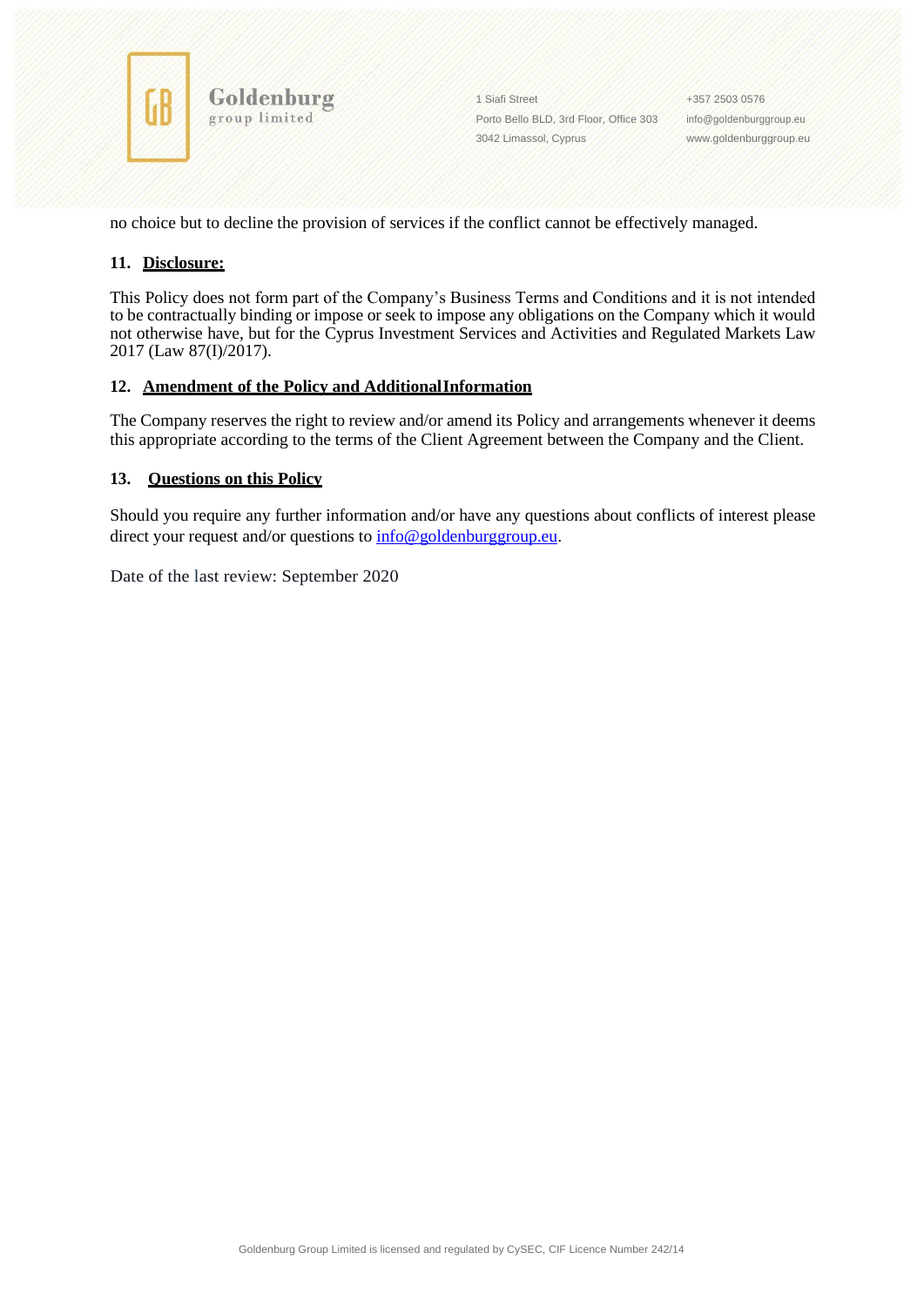no choice but to decline the provision of services if the conflict cannot be effectively managed.

## 11. Disclosure:

This Policy does not form part of the Company's Business Terms and Conditions and it is not intended to be contractually binding or impose or seek to impose any obligations on the Company which it would not otherwise have, but for the Cyprus Investment Services and Activities and Regulated Markets Law 2017 (Law 87(I)/2017).

## 12. Amendment of the Policy and Additional Information

The Company reserves the right to review and/or amend its Policy and arrangements whenever it deems this appropriate according to the terms of the Client Agreement between the Company and the Client.

## 13. Questions on this Policy

Should you require any further information and/or have any questions about conflicts of interest please direct your request and/or questions to info@goldenburggroup.eu.

Date of the last review: September 2020